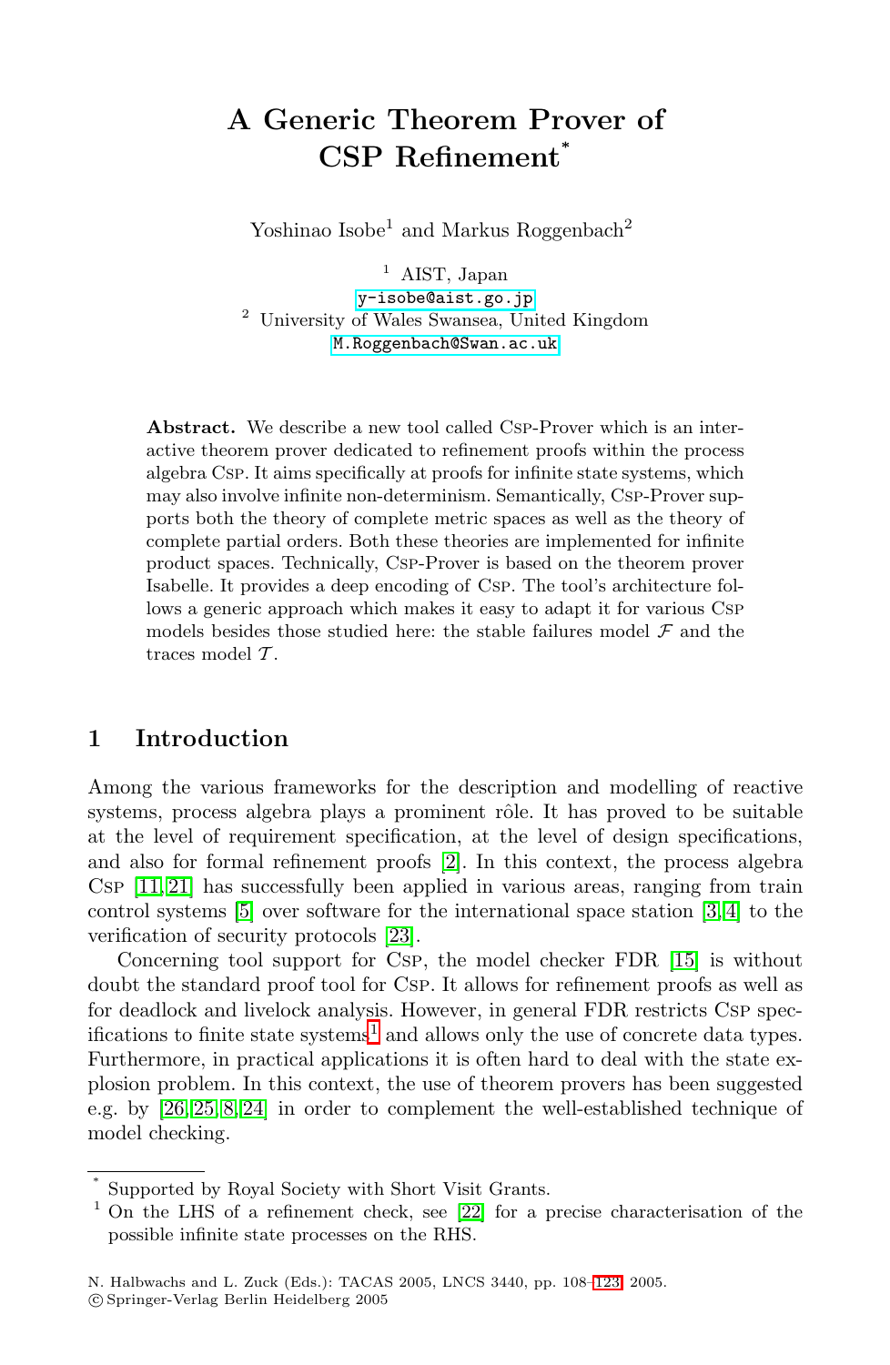# A Generic Theorem Prover of CSP Refinement*

Yoshinao Isobe[1] and Markus Roggenbach[2]

[1] AIST, Japan
y-isobe@aist.go.jp
[2] University of Wales Swansea, United Kingdom
M.Roggenbach@Swan.ac.uk

**Abstract.** We describe a new tool called Csp-Prover which is an interactive theorem prover dedicated to refinement proofs within the process algebra Csp. It aims specifically at proofs for infinite state systems, which may also involve infinite non-determinism. Semantically, Csp-Prover supports both the theory of complete metric spaces as well as the theory of complete partial orders. Both these theories are implemented for infinite product spaces. Technically, Csp-Prover is based on the theorem prover Isabelle. It provides a deep encoding of Csp. The tool's architecture follows a generic approach which makes it easy to adapt it for various Csp models besides those studied here: the stable failures model $\mathcal{F}$ and the traces model $\mathcal{T}$.

## 1 Introduction

Among the various frameworks for the description and modelling of reactive systems, process algebra plays a prominent rôle. It has proved to be suitable at the level of requirement specification, at the level of design specifications, and also for formal refinement proofs [2]. In this context, the process algebra Csp [11,21] has successfully been applied in various areas, ranging from train control systems [5] over software for the international space station [3,4] to the verification of security protocols [23].

Concerning tool support for Csp, the model checker FDR [15] is without doubt the standard proof tool for Csp. It allows for refinement proofs as well as for deadlock and livelock analysis. However, in general FDR restricts Csp specifications to finite state systems[1] and allows only the use of concrete data types. Furthermore, in practical applications it is often hard to deal with the state explosion problem. In this context, the use of theorem provers has been suggested e.g. by [26,25,8,24] in order to complement the well-established technique of model checking.

* Supported by Royal Society with Short Visit Grants.

[1] On the LHS of a refinement check, see [22] for a precise characterisation of the possible infinite state processes on the RHS.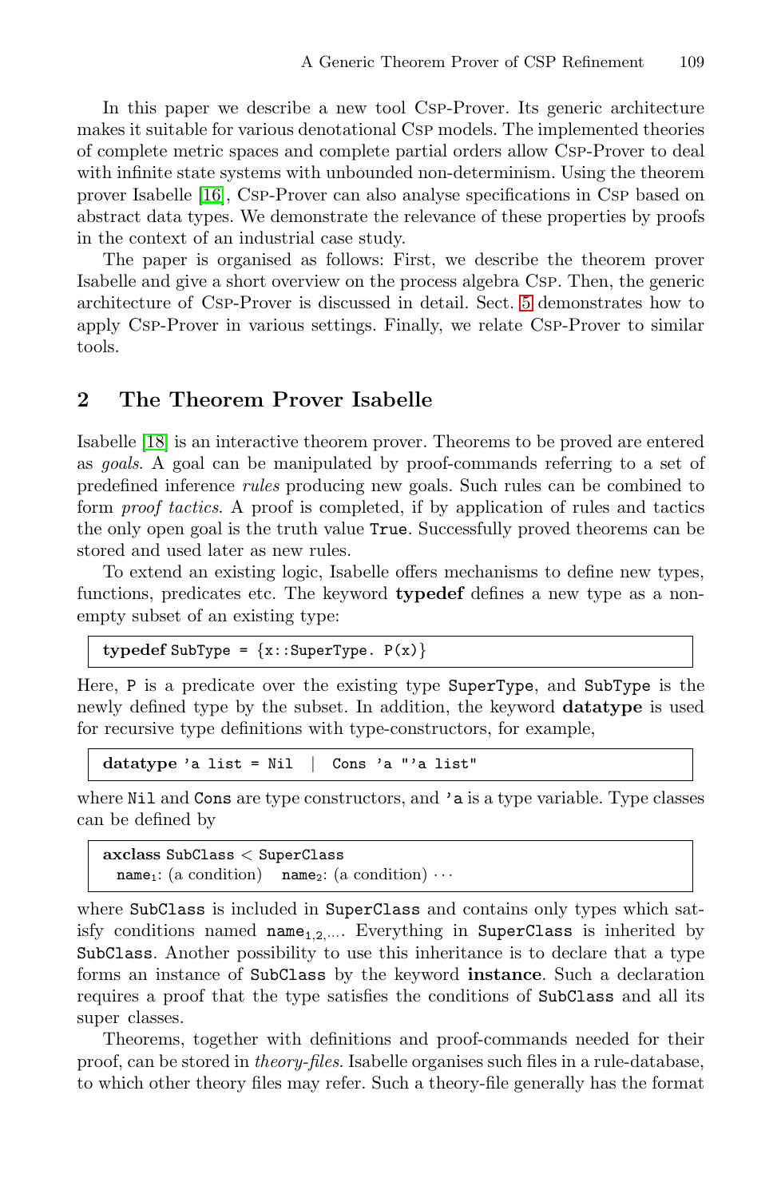In this paper we describe a new tool Csp-Prover. Its generic architecture makes it suitable for various denotational Csp models. The implemented theories of complete metric spaces and complete partial orders allow Csp-Prover to deal with infinite state systems with unbounded non-determinism. Using the theorem prover Isabelle [16], Csp-Prover can also analyse specifications in Csp based on abstract data types. We demonstrate the relevance of these properties by proofs in the context of an industrial case study.

The paper is organised as follows: First, we describe the theorem prover Isabelle and give a short overview on the process algebra Csp. Then, the generic architecture of Csp-Prover is discussed in detail. Sect. 5 demonstrates how to apply Csp-Prover in various settings. Finally, we relate Csp-Prover to similar tools.

## 2 The Theorem Prover Isabelle

Isabelle [18] is an interactive theorem prover. Theorems to be proved are entered as *goals*. A goal can be manipulated by proof-commands referring to a set of predefined inference *rules* producing new goals. Such rules can be combined to form *proof tactics*. A proof is completed, if by application of rules and tactics the only open goal is the truth value `True`. Successfully proved theorems can be stored and used later as new rules.

To extend an existing logic, Isabelle offers mechanisms to define new types, functions, predicates etc. The keyword **typedef** defines a new type as a non-empty subset of an existing type:

```
typedef SubType = {x::SuperType. P(x)}
```

Here, `P` is a predicate over the existing type `SuperType`, and `SubType` is the newly defined type by the subset. In addition, the keyword **datatype** is used for recursive type definitions with type-constructors, for example,

```
datatype 'a list = Nil  |  Cons 'a "'a list"
```

where `Nil` and `Cons` are type constructors, and `'a` is a type variable. Type classes can be defined by

```
axclass SubClass < SuperClass
  name1: (a condition)   name2: (a condition) ···
```

where `SubClass` is included in `SuperClass` and contains only types which satisfy conditions named $\texttt{name}_{1,2,\ldots}$. Everything in `SuperClass` is inherited by `SubClass`. Another possibility to use this inheritance is to declare that a type forms an instance of `SubClass` by the keyword **instance**. Such a declaration requires a proof that the type satisfies the conditions of `SubClass` and all its super classes.

Theorems, together with definitions and proof-commands needed for their proof, can be stored in *theory-files*. Isabelle organises such files in a rule-database, to which other theory files may refer. Such a theory-file generally has the format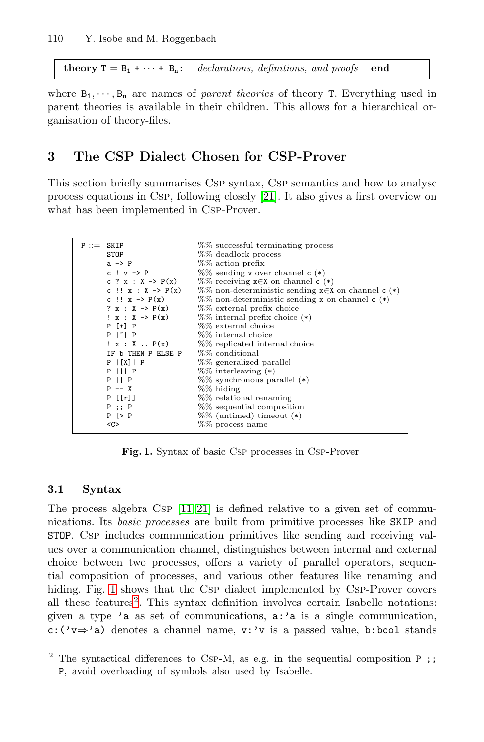```
theory T = B1 + ··· + Bn:   declarations, definitions, and proofs   end
```

where $B_1, \cdots, B_n$ are names of *parent theories* of theory T. Everything used in parent theories is available in their children. This allows for a hierarchical organisation of theory-files.

## 3 The CSP Dialect Chosen for CSP-Prover

This section briefly summarises CSP syntax, CSP semantics and how to analyse process equations in CSP, following closely [21]. It also gives a first overview on what has been implemented in CSP-Prover.

```
P ::= SKIP                    %% successful terminating process
    | STOP                    %% deadlock process
    | a -> P                  %% action prefix
    | c ! v -> P              %% sending v over channel c (*)
    | c ? x : X -> P(x)       %% receiving x∈X on channel c (*)
    | c !! x : X -> P(x)      %% non-deterministic sending x∈X on channel c (*)
    | c !! x -> P(x)          %% non-deterministic sending x on channel c (*)
    | ? x : X -> P(x)         %% external prefix choice
    | ! x : X -> P(x)         %% internal prefix choice (*)
    | P [+] P                 %% external choice
    | P |~| P                 %% internal choice
    | ! x : X .. P(x)         %% replicated internal choice
    | IF b THEN P ELSE P      %% conditional
    | P |[X]| P               %% generalized parallel
    | P ||| P                 %% interleaving (*)
    | P || P                  %% synchronous parallel (*)
    | P -- X                  %% hiding
    | P [[r]]                 %% relational renaming
    | P ;; P                  %% sequential composition
    | P [> P                  %% (untimed) timeout (*)
    | <C>                     %% process name
```

**Fig. 1.** Syntax of basic CSP processes in CSP-Prover

### 3.1 Syntax

The process algebra CSP [11,21] is defined relative to a given set of communications. Its *basic processes* are built from primitive processes like SKIP and STOP. CSP includes communication primitives like sending and receiving values over a communication channel, distinguishes between internal and external choice between two processes, offers a variety of parallel operators, sequential composition of processes, and various other features like renaming and hiding. Fig. 1 shows that the CSP dialect implemented by CSP-Prover covers all these features[2]. This syntax definition involves certain Isabelle notations: given a type 'a as set of communications, a:'a is a single communication, c:('v⇒'a) denotes a channel name, v:'v is a passed value, b:bool stands

---

[2] The syntactical differences to CSP-M, as e.g. in the sequential composition P ;; P, avoid overloading of symbols also used by Isabelle.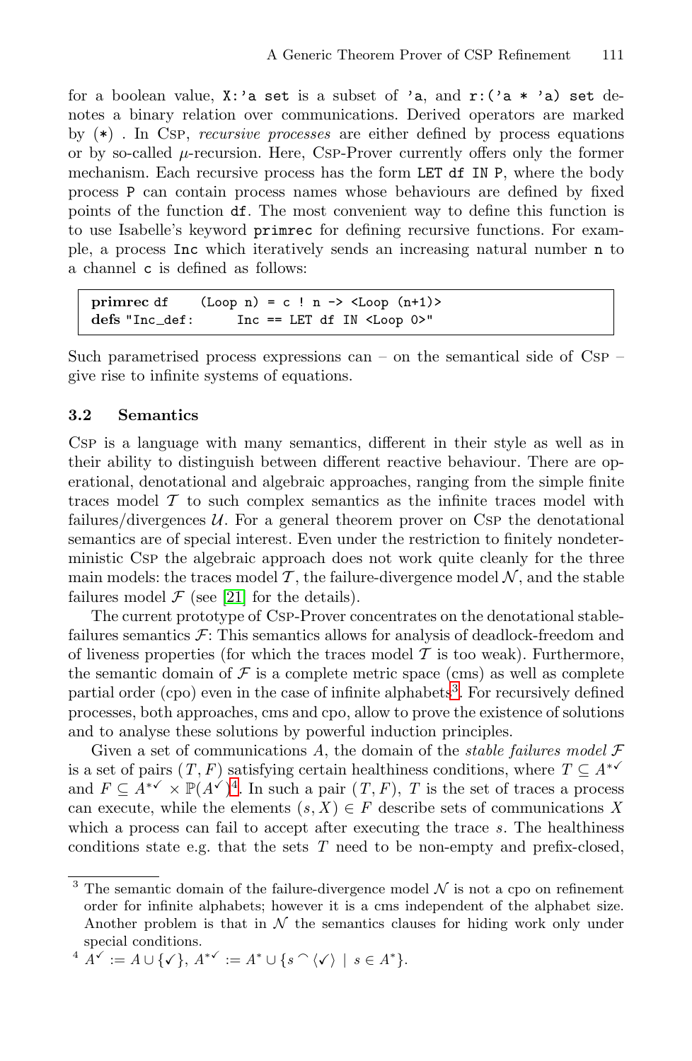for a boolean value, `X:'a set` is a subset of `'a`, and `r:('a * 'a) set` denotes a binary relation over communications. Derived operators are marked by (*) . In Csp, *recursive processes* are either defined by process equations or by so-called $\mu$-recursion. Here, Csp-Prover currently offers only the former mechanism. Each recursive process has the form `LET df IN P`, where the body process `P` can contain process names whose behaviours are defined by fixed points of the function `df`. The most convenient way to define this function is to use Isabelle's keyword `primrec` for defining recursive functions. For example, a process `Inc` which iteratively sends an increasing natural number `n` to a channel `c` is defined as follows:

```
primrec df     (Loop n) = c ! n -> <Loop (n+1)>
defs "Inc_def:      Inc == LET df IN <Loop 0>"
```

Such parametrised process expressions can – on the semantical side of Csp – give rise to infinite systems of equations.

### 3.2 Semantics

Csp is a language with many semantics, different in their style as well as in their ability to distinguish between different reactive behaviour. There are operational, denotational and algebraic approaches, ranging from the simple finite traces model $\mathcal{T}$ to such complex semantics as the infinite traces model with failures/divergences $\mathcal{U}$. For a general theorem prover on Csp the denotational semantics are of special interest. Even under the restriction to finitely nondeterministic Csp the algebraic approach does not work quite cleanly for the three main models: the traces model $\mathcal{T}$, the failure-divergence model $\mathcal{N}$, and the stable failures model $\mathcal{F}$ (see [21] for the details).

The current prototype of Csp-Prover concentrates on the denotational stable-failures semantics $\mathcal{F}$: This semantics allows for analysis of deadlock-freedom and of liveness properties (for which the traces model $\mathcal{T}$ is too weak). Furthermore, the semantic domain of $\mathcal{F}$ is a complete metric space (cms) as well as complete partial order (cpo) even in the case of infinite alphabets[3]. For recursively defined processes, both approaches, cms and cpo, allow to prove the existence of solutions and to analyse these solutions by powerful induction principles.

Given a set of communications $A$, the domain of the *stable failures model* $\mathcal{F}$ is a set of pairs $(T, F)$ satisfying certain healthiness conditions, where $T \subseteq A^{*\checkmark}$ and $F \subseteq A^{*\checkmark} \times \mathbb{P}(A^{\checkmark})$[4]. In such a pair $(T, F)$, $T$ is the set of traces a process can execute, while the elements $(s, X) \in F$ describe sets of communications $X$ which a process can fail to accept after executing the trace $s$. The healthiness conditions state e.g. that the sets $T$ need to be non-empty and prefix-closed,

---

[3] The semantic domain of the failure-divergence model $\mathcal{N}$ is not a cpo on refinement order for infinite alphabets; however it is a cms independent of the alphabet size. Another problem is that in $\mathcal{N}$ the semantics clauses for hiding work only under special conditions.

[4] $A^{\checkmark} := A \cup \{\checkmark\}$, $A^{*\checkmark} := A^* \cup \{s \frown \langle\checkmark\rangle \mid s \in A^*\}$.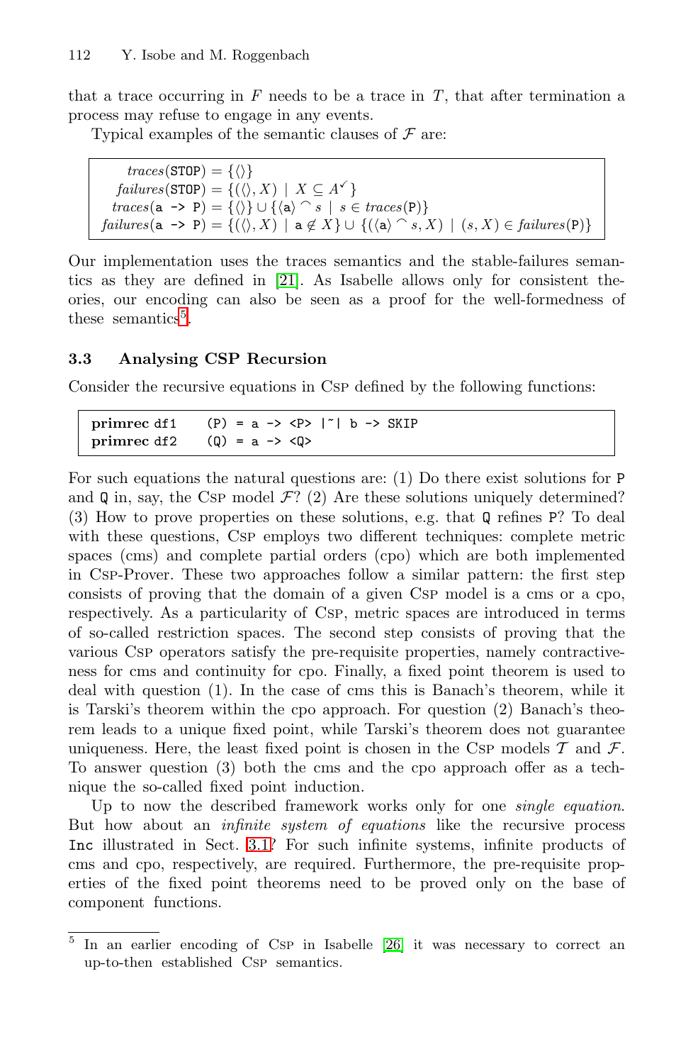that a trace occurring in $F$ needs to be a trace in $T$, that after termination a process may refuse to engage in any events.

Typical examples of the semantic clauses of $\mathcal{F}$ are:

$$
\begin{aligned}
traces(\texttt{STOP}) &= \{\langle\rangle\} \\
failures(\texttt{STOP}) &= \{(\langle\rangle, X) \mid X \subseteq A^{\checkmark}\} \\
traces(\texttt{a -> P}) &= \{\langle\rangle\} \cup \{\langle \texttt{a}\rangle \frown s \mid s \in traces(\texttt{P})\} \\
failures(\texttt{a -> P}) &= \{(\langle\rangle, X) \mid \texttt{a} \notin X\} \cup \{(\langle \texttt{a}\rangle \frown s, X) \mid (s, X) \in failures(\texttt{P})\}
\end{aligned}
$$

Our implementation uses the traces semantics and the stable-failures semantics as they are defined in [21]. As Isabelle allows only for consistent theories, our encoding can also be seen as a proof for the well-formedness of these semantics[5].

### 3.3 Analysing CSP Recursion

Consider the recursive equations in CSP defined by the following functions:

```
primrec df1    (P) = a -> <P> |~| b -> SKIP
primrec df2    (Q) = a -> <Q>
```

For such equations the natural questions are: (1) Do there exist solutions for P and Q in, say, the CSP model $\mathcal{F}$? (2) Are these solutions uniquely determined? (3) How to prove properties on these solutions, e.g. that Q refines P? To deal with these questions, CSP employs two different techniques: complete metric spaces (cms) and complete partial orders (cpo) which are both implemented in CSP-Prover. These two approaches follow a similar pattern: the first step consists of proving that the domain of a given CSP model is a cms or a cpo, respectively. As a particularity of CSP, metric spaces are introduced in terms of so-called restriction spaces. The second step consists of proving that the various CSP operators satisfy the pre-requisite properties, namely contractiveness for cms and continuity for cpo. Finally, a fixed point theorem is used to deal with question (1). In the case of cms this is Banach's theorem, while it is Tarski's theorem within the cpo approach. For question (2) Banach's theorem leads to a unique fixed point, while Tarski's theorem does not guarantee uniqueness. Here, the least fixed point is chosen in the CSP models $\mathcal{T}$ and $\mathcal{F}$. To answer question (3) both the cms and the cpo approach offer as a technique the so-called fixed point induction.

Up to now the described framework works only for one *single equation*. But how about an *infinite system of equations* like the recursive process Inc illustrated in Sect. 3.1? For such infinite systems, infinite products of cms and cpo, respectively, are required. Furthermore, the pre-requisite properties of the fixed point theorems need to be proved only on the base of component functions.

[5] In an earlier encoding of CSP in Isabelle [26] it was necessary to correct an up-to-then established CSP semantics.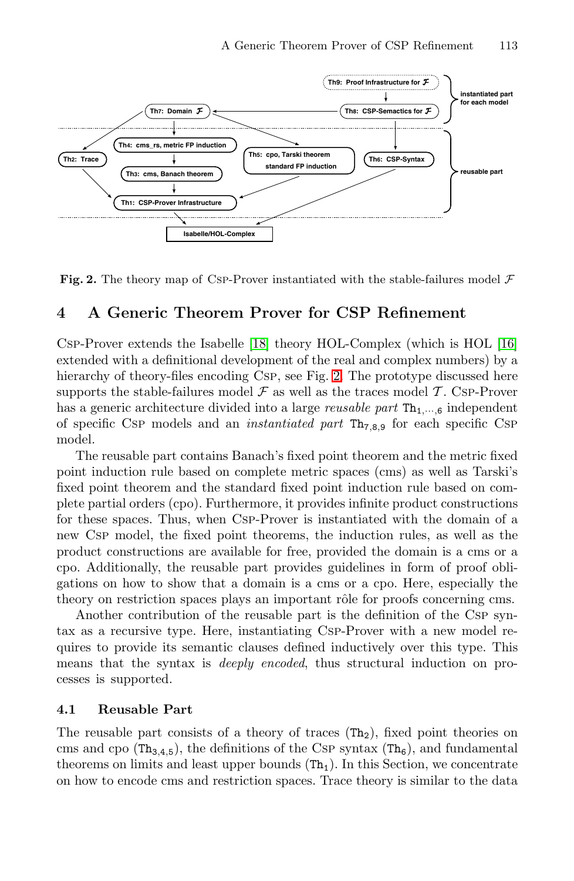Th9: Proof Infrastructure for $\mathcal{F}$

Th8: CSP-Semactics for $\mathcal{F}$

Th7: Domain $\mathcal{F}$

instantiated part for each model

Th4: cms_rs, metric FP induction

Th2: Trace

Th3: cms, Banach theorem

Th5: cpo, Tarski theorem standard FP induction

Th6: CSP-Syntax

reusable part

Th1: CSP-Prover Infrastructure

Isabelle/HOL-Complex

**Fig. 2.** The theory map of CSP-Prover instantiated with the stable-failures model $\mathcal{F}$

## 4 A Generic Theorem Prover for CSP Refinement

CSP-Prover extends the Isabelle [18] theory HOL-Complex (which is HOL [16] extended with a definitional development of the real and complex numbers) by a hierarchy of theory-files encoding CSP, see Fig. 2. The prototype discussed here supports the stable-failures model $\mathcal{F}$ as well as the traces model $\mathcal{T}$. CSP-Prover has a generic architecture divided into a large *reusable part* $\mathtt{Th}_{1,\cdots,6}$ independent of specific CSP models and an *instantiated part* $\mathtt{Th}_{7,8,9}$ for each specific CSP model.

The reusable part contains Banach's fixed point theorem and the metric fixed point induction rule based on complete metric spaces (cms) as well as Tarski's fixed point theorem and the standard fixed point induction rule based on complete partial orders (cpo). Furthermore, it provides infinite product constructions for these spaces. Thus, when CSP-Prover is instantiated with the domain of a new CSP model, the fixed point theorems, the induction rules, as well as the product constructions are available for free, provided the domain is a cms or a cpo. Additionally, the reusable part provides guidelines in form of proof obligations on how to show that a domain is a cms or a cpo. Here, especially the theory on restriction spaces plays an important rôle for proofs concerning cms.

Another contribution of the reusable part is the definition of the CSP syntax as a recursive type. Here, instantiating CSP-Prover with a new model requires to provide its semantic clauses defined inductively over this type. This means that the syntax is *deeply encoded*, thus structural induction on processes is supported.

### 4.1 Reusable Part

The reusable part consists of a theory of traces ($\mathtt{Th}_2$), fixed point theories on cms and cpo ($\mathtt{Th}_{3,4,5}$), the definitions of the CSP syntax ($\mathtt{Th}_6$), and fundamental theorems on limits and least upper bounds ($\mathtt{Th}_1$). In this Section, we concentrate on how to encode cms and restriction spaces. Trace theory is similar to the data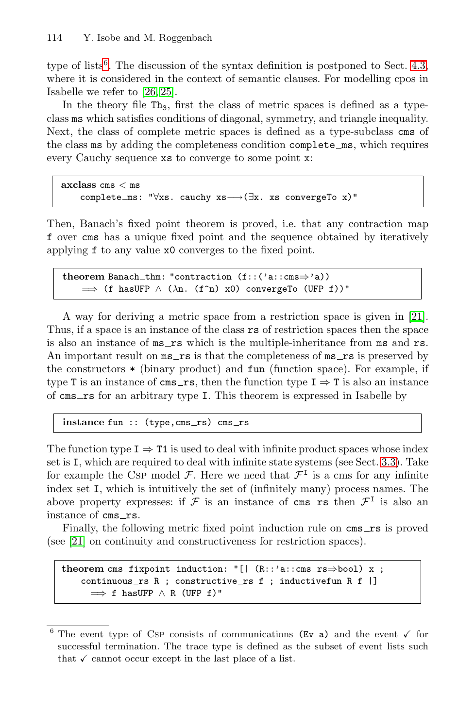type of lists[6]. The discussion of the syntax definition is postponed to Sect. 4.3, where it is considered in the context of semantic clauses. For modelling cpos in Isabelle we refer to [26, 25].

In the theory file $\mathtt{Th}_3$, first the class of metric spaces is defined as a type-class `ms` which satisfies conditions of diagonal, symmetry, and triangle inequality. Next, the class of complete metric spaces is defined as a type-subclass `cms` of the class `ms` by adding the completeness condition `complete_ms`, which requires every Cauchy sequence `xs` to converge to some point `x`:

```
axclass cms < ms
    complete_ms: "∀xs. cauchy xs⟶(∃x. xs convergeTo x)"
```

Then, Banach's fixed point theorem is proved, i.e. that any contraction map `f` over `cms` has a unique fixed point and the sequence obtained by iteratively applying `f` to any value `x0` converges to the fixed point.

```
theorem Banach_thm: "contraction (f::('a::cms⇒'a))
    ⟹ (f hasUFP ∧ (λn. (f^n) x0) convergeTo (UFP f))"
```

A way for deriving a metric space from a restriction space is given in [21]. Thus, if a space is an instance of the class `rs` of restriction spaces then the space is also an instance of `ms_rs` which is the multiple-inheritance from `ms` and `rs`. An important result on `ms_rs` is that the completeness of `ms_rs` is preserved by the constructors `*` (binary product) and `fun` (function space). For example, if type `T` is an instance of `cms_rs`, then the function type `I ⇒ T` is also an instance of `cms_rs` for an arbitrary type `I`. This theorem is expressed in Isabelle by

```
instance fun :: (type,cms_rs) cms_rs
```

The function type `I ⇒ T1` is used to deal with infinite product spaces whose index set is `I`, which are required to deal with infinite state systems (see Sect. 3.3). Take for example the Csp model $\mathcal{F}$. Here we need that $\mathcal{F}^{\mathtt{I}}$ is a cms for any infinite index set `I`, which is intuitively the set of (infinitely many) process names. The above property expresses: if $\mathcal{F}$ is an instance of `cms_rs` then $\mathcal{F}^{\mathtt{I}}$ is also an instance of `cms_rs`.

Finally, the following metric fixed point induction rule on `cms_rs` is proved (see [21] on continuity and constructiveness for restriction spaces).

```
theorem cms_fixpoint_induction: "[| (R::'a::cms_rs⇒bool) x ;
    continuous_rs R ; constructive_rs f ; inductivefun R f |]
      ⟹ f hasUFP ∧ R (UFP f)"
```

[6] The event type of Csp consists of communications `(Ev a)` and the event ✓ for successful termination. The trace type is defined as the subset of event lists such that ✓ cannot occur except in the last place of a list.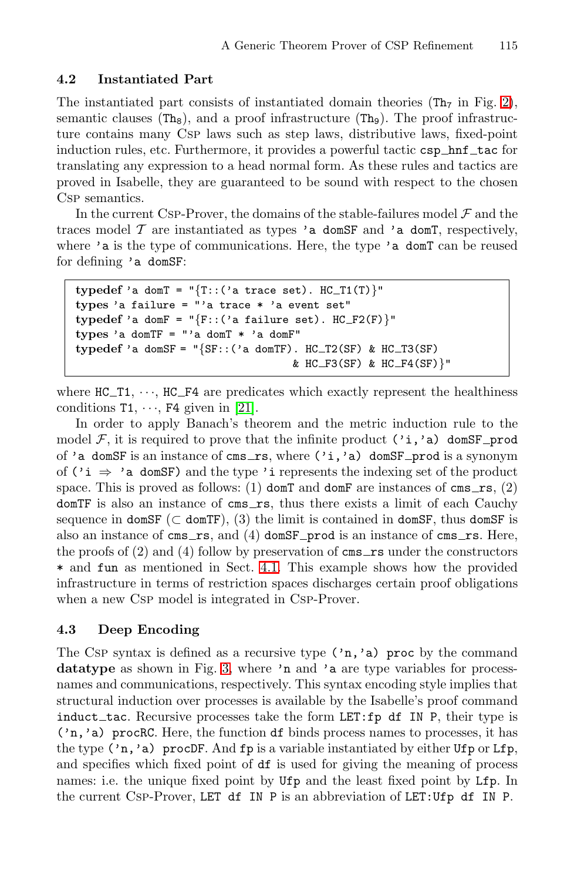### 4.2 Instantiated Part

The instantiated part consists of instantiated domain theories ($\mathtt{Th}_7$ in Fig. 2), semantic clauses ($\mathtt{Th}_8$), and a proof infrastructure ($\mathtt{Th}_9$). The proof infrastructure contains many CSP laws such as step laws, distributive laws, fixed-point induction rules, etc. Furthermore, it provides a powerful tactic `csp_hnf_tac` for translating any expression to a head normal form. As these rules and tactics are proved in Isabelle, they are guaranteed to be sound with respect to the chosen CSP semantics.

In the current CSP-Prover, the domains of the stable-failures model $\mathcal{F}$ and the traces model $\mathcal{T}$ are instantiated as types `'a domSF` and `'a domT`, respectively, where `'a` is the type of communications. Here, the type `'a domT` can be reused for defining `'a domSF`:

```
typedef 'a domT = "{T::('a trace set). HC_T1(T)}"
types 'a failure = "'a trace * 'a event set"
typedef 'a domF = "{F::('a failure set). HC_F2(F)}"
types 'a domTF = "'a domT * 'a domF"
typedef 'a domSF = "{SF::('a domTF). HC_T2(SF) & HC_T3(SF)
                                      & HC_F3(SF) & HC_F4(SF)}"
```

where `HC_T1`, $\cdots$, `HC_F4` are predicates which exactly represent the healthiness conditions `T1`, $\cdots$, `F4` given in [21].

In order to apply Banach's theorem and the metric induction rule to the model $\mathcal{F}$, it is required to prove that the infinite product `('i,'a) domSF_prod` of `'a domSF` is an instance of `cms_rs`, where `('i,'a) domSF_prod` is a synonym of `('i` $\Rightarrow$ `'a domSF)` and the type `'i` represents the indexing set of the product space. This is proved as follows: (1) `domT` and `domF` are instances of `cms_rs`, (2) `domTF` is also an instance of `cms_rs`, thus there exists a limit of each Cauchy sequence in `domSF` ($\subset$ `domTF`), (3) the limit is contained in `domSF`, thus `domSF` is also an instance of `cms_rs`, and (4) `domSF_prod` is an instance of `cms_rs`. Here, the proofs of (2) and (4) follow by preservation of `cms_rs` under the constructors `*` and `fun` as mentioned in Sect. 4.1. This example shows how the provided infrastructure in terms of restriction spaces discharges certain proof obligations when a new CSP model is integrated in CSP-Prover.

### 4.3 Deep Encoding

The CSP syntax is defined as a recursive type `('n,'a) proc` by the command **datatype** as shown in Fig. 3, where `'n` and `'a` are type variables for process-names and communications, respectively. This syntax encoding style implies that structural induction over processes is available by the Isabelle's proof command `induct_tac`. Recursive processes take the form `LET:fp df IN P`, their type is `('n,'a) procRC`. Here, the function `df` binds process names to processes, it has the type `('n,'a) procDF`. And `fp` is a variable instantiated by either `Ufp` or `Lfp`, and specifies which fixed point of `df` is used for giving the meaning of process names: i.e. the unique fixed point by `Ufp` and the least fixed point by `Lfp`. In the current CSP-Prover, `LET df IN P` is an abbreviation of `LET:Ufp df IN P`.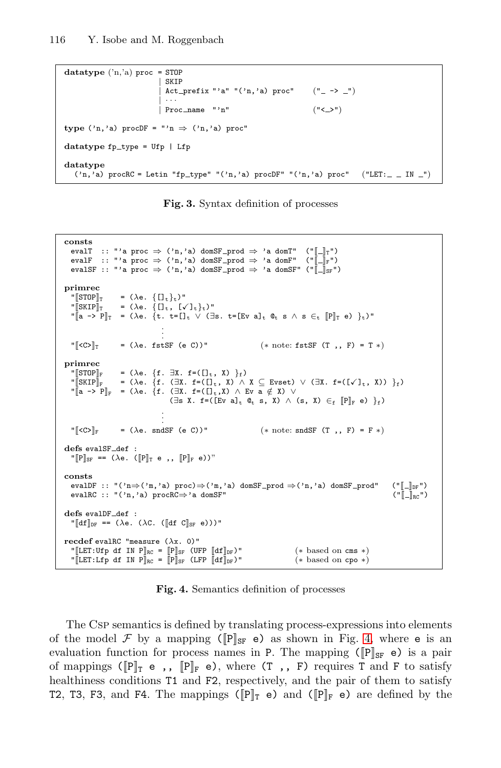```
datatype ('n,'a) proc = STOP
                      | SKIP
                      | Act_prefix "'a" "('n,'a) proc"    ("_ -> _")
                      | ...
                      | Proc_name  "'n"                   ("<_>")

type ('n,'a) procDF = "'n ⇒ ('n,'a) proc"

datatype fp_type = Ufp | Lfp

datatype
  ('n,'a) procRC = Letin "fp_type" "('n,'a) procDF" "('n,'a) proc"   ("LET:_ _ IN _")
```

**Fig. 3.** Syntax definition of processes

```
consts
 evalT  :: "'a proc ⇒ ('n,'a) domSF_prod ⇒ 'a domT"   ("⟦_⟧T")
 evalF  :: "'a proc ⇒ ('n,'a) domSF_prod ⇒ 'a domF"   ("⟦_⟧F")
 evalSF :: "'a proc ⇒ ('n,'a) domSF_prod ⇒ 'a domSF"  ("⟦_⟧SF")

primrec
 "⟦STOP⟧T    = (λe. {[]t}t)"
 "⟦SKIP⟧T    = (λe. {[]t, [✓]t}t)"
 "⟦a -> P⟧T  = (λe. {t. t=[]t ∨ (∃s. t=[Ev a]t @t s ∧ s ∈t ⟦P⟧T e) }t)"
                    ⋮
 "⟦<C>⟧T     = (λe. fstSF (e C))"            (* note: fstSF (T ,, F) = T *)

primrec
 "⟦STOP⟧F    = (λe. {f. ∃X. f=([]t, X) }f)"
 "⟦SKIP⟧F    = (λe. {f. (∃X. f=([]t, X) ∧ X ⊆ Evset) ∨ (∃X. f=([✓]t, X)) }f)"
 "⟦a -> P⟧F  = (λe. {f. (∃X. f=([]t,X) ∧ Ev a ∉ X) ∨
                        (∃s X. f=([Ev a]t @t s, X) ∧ (s, X) ∈f ⟦P⟧F e) }f)"
                    ⋮
 "⟦<C>⟧F     = (λe. sndSF (e C))"            (* note: sndSF (T ,, F) = F *)

defs evalSF_def :
 "⟦P⟧SF == (λe. (⟦P⟧T e ,, ⟦P⟧F e))"

consts
 evalDF :: "('n⇒('m,'a) proc)⇒('m,'a) domSF_prod ⇒('n,'a) domSF_prod"   ("⟦_⟧DF")
 evalRC :: "('n,'a) procRC⇒'a domSF"                                    ("⟦_⟧RC")

defs evalDF_def :
 "⟦df⟧DF == (λe. (λC. (⟦df C⟧SF e)))"

recdef evalRC "measure (λx. 0)"
 "⟦LET:Ufp df IN P⟧RC = ⟦P⟧SF (UFP ⟦df⟧DF)"           (* based on cms *)
 "⟦LET:Lfp df IN P⟧RC = ⟦P⟧SF (LFP ⟦df⟧DF)"           (* based on cpo *)
```

**Fig. 4.** Semantics definition of processes

The CSP semantics is defined by translating process-expressions into elements of the model $\mathcal{F}$ by a mapping (⟦P⟧$_{SF}$ e) as shown in Fig. 4, where e is an evaluation function for process names in P. The mapping (⟦P⟧$_{SF}$ e) is a pair of mappings (⟦P⟧$_T$ e ,, ⟦P⟧$_F$ e), where (T ,, F) requires T and F to satisfy healthiness conditions T1 and F2, respectively, and the pair of them to satisfy T2, T3, F3, and F4. The mappings (⟦P⟧$_T$ e) and (⟦P⟧$_F$ e) are defined by the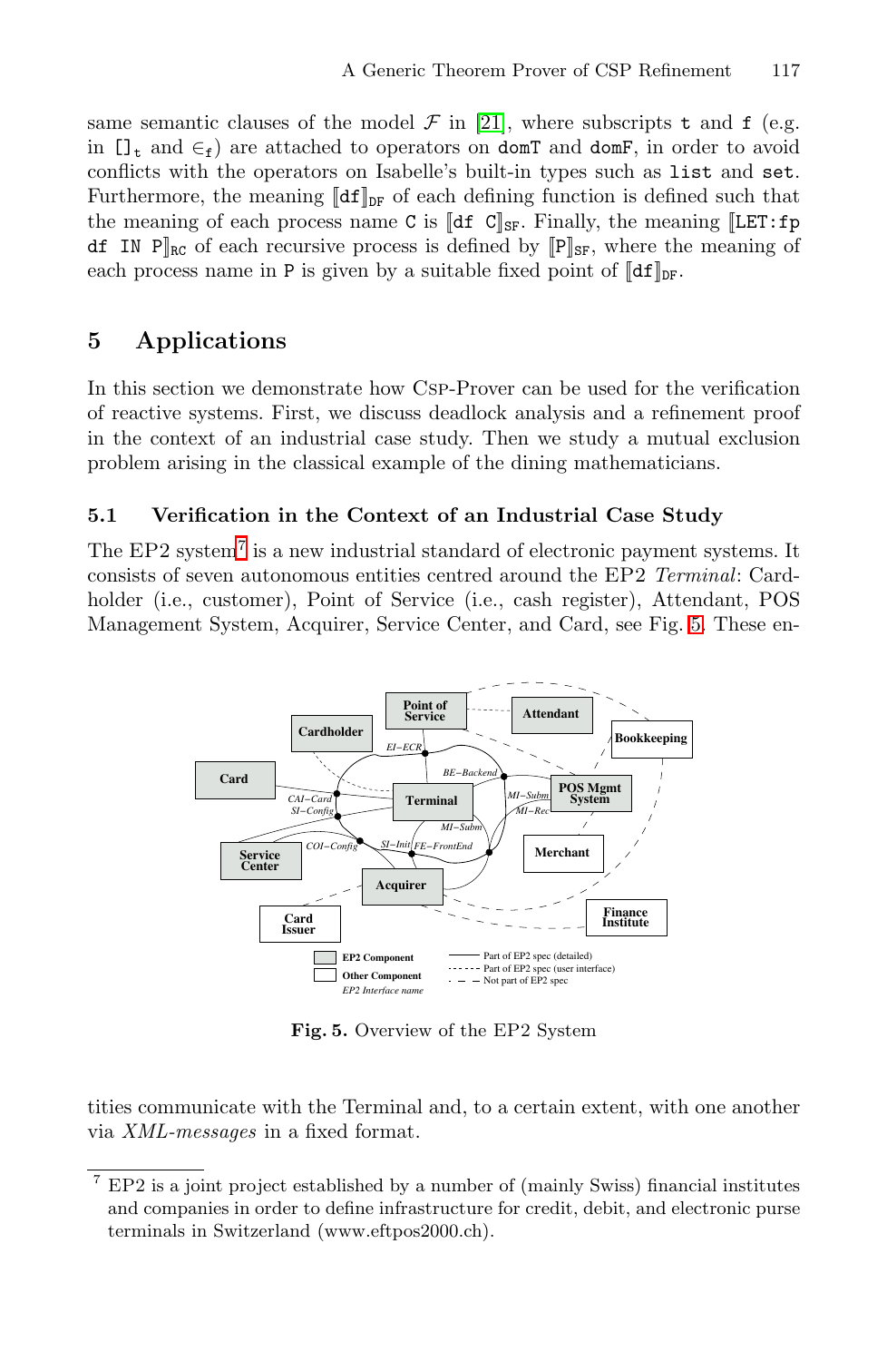same semantic clauses of the model $\mathcal{F}$ in [21], where subscripts t and f (e.g. in $[]_t$ and $\in_f$) are attached to operators on domT and domF, in order to avoid conflicts with the operators on Isabelle's built-in types such as list and set. Furthermore, the meaning $[\![\mathtt{df}]\!]_{\mathtt{DF}}$ of each defining function is defined such that the meaning of each process name C is $[\![\mathtt{df\ C}]\!]_{\mathtt{SF}}$. Finally, the meaning $[\![\mathtt{LET:fp\ df\ IN\ P}]\!]_{\mathtt{RC}}$ of each recursive process is defined by $[\![\mathtt{P}]\!]_{\mathtt{SF}}$, where the meaning of each process name in P is given by a suitable fixed point of $[\![\mathtt{df}]\!]_{\mathtt{DF}}$.

## 5 Applications

In this section we demonstrate how Csp-Prover can be used for the verification of reactive systems. First, we discuss deadlock analysis and a refinement proof in the context of an industrial case study. Then we study a mutual exclusion problem arising in the classical example of the dining mathematicians.

### 5.1 Verification in the Context of an Industrial Case Study

The EP2 system[7] is a new industrial standard of electronic payment systems. It consists of seven autonomous entities centred around the EP2 *Terminal*: Cardholder (i.e., customer), Point of Service (i.e., cash register), Attendant, POS Management System, Acquirer, Service Center, and Card, see Fig. 5. These entities communicate with the Terminal and, to a certain extent, with one another via *XML-messages* in a fixed format.

**Fig. 5.** Overview of the EP2 System

[7] EP2 is a joint project established by a number of (mainly Swiss) financial institutes and companies in order to define infrastructure for credit, debit, and electronic purse terminals in Switzerland (www.eftpos2000.ch).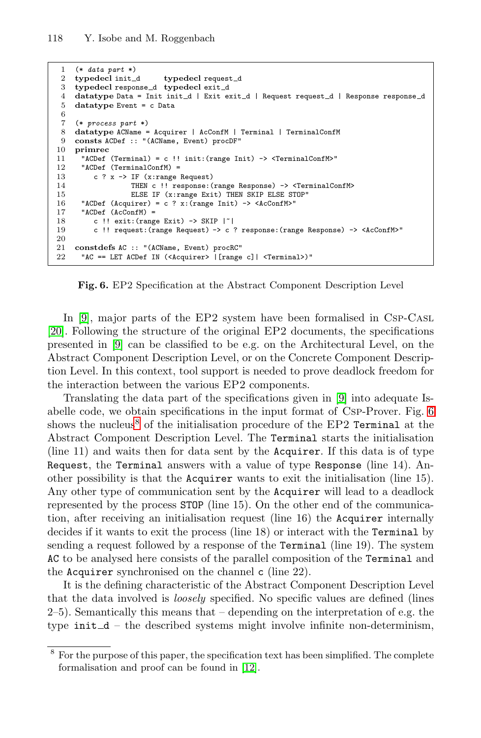```
1   (* data part *)
2   typedecl init_d      typedecl request_d
3   typedecl response_d  typedecl exit_d
4   datatype Data = Init init_d | Exit exit_d | Request request_d | Response response_d
5   datatype Event = c Data
6
7   (* process part *)
8   datatype ACName = Acquirer | AcConfM | Terminal | TerminalConfM
9   consts ACDef :: "(ACName, Event) procDF"
10  primrec
11    "ACDef (Terminal) = c !! init:(range Init) -> <TerminalConfM>"
12    "ACDef (TerminalConfM) =
13       c ? x -> IF (x:range Request)
14               THEN c !! response:(range Response) -> <TerminalConfM>
15               ELSE IF (x:range Exit) THEN SKIP ELSE STOP"
16    "ACDef (Acquirer) = c ? x:(range Init) -> <AcConfM>"
17    "ACDef (AcConfM) =
18       c !! exit:(range Exit) -> SKIP |~|
19       c !! request:(range Request) -> c ? response:(range Response) -> <AcConfM>"
20
21  constdefs AC :: "(ACName, Event) procRC"
22    "AC == LET ACDef IN (<Acquirer> |[range c]| <Terminal>)"
```

**Fig. 6.** EP2 Specification at the Abstract Component Description Level

In [9], major parts of the EP2 system have been formalised in Csp-Casl [20]. Following the structure of the original EP2 documents, the specifications presented in [9] can be classified to be e.g. on the Architectural Level, on the Abstract Component Description Level, or on the Concrete Component Description Level. In this context, tool support is needed to prove deadlock freedom for the interaction between the various EP2 components.

Translating the data part of the specifications given in [9] into adequate Isabelle code, we obtain specifications in the input format of Csp-Prover. Fig. 6 shows the nucleus[8] of the initialisation procedure of the EP2 `Terminal` at the Abstract Component Description Level. The `Terminal` starts the initialisation (line 11) and waits then for data sent by the `Acquirer`. If this data is of type `Request`, the `Terminal` answers with a value of type `Response` (line 14). Another possibility is that the `Acquirer` wants to exit the initialisation (line 15). Any other type of communication sent by the `Acquirer` will lead to a deadlock represented by the process `STOP` (line 15). On the other end of the communication, after receiving an initialisation request (line 16) the `Acquirer` internally decides if it wants to exit the process (line 18) or interact with the `Terminal` by sending a request followed by a response of the `Terminal` (line 19). The system `AC` to be analysed here consists of the parallel composition of the `Terminal` and the `Acquirer` synchronised on the channel `c` (line 22).

It is the defining characteristic of the Abstract Component Description Level that the data involved is *loosely* specified. No specific values are defined (lines 2–5). Semantically this means that – depending on the interpretation of e.g. the type `init_d` – the described systems might involve infinite non-determinism,

[8] For the purpose of this paper, the specification text has been simplified. The complete formalisation and proof can be found in [12].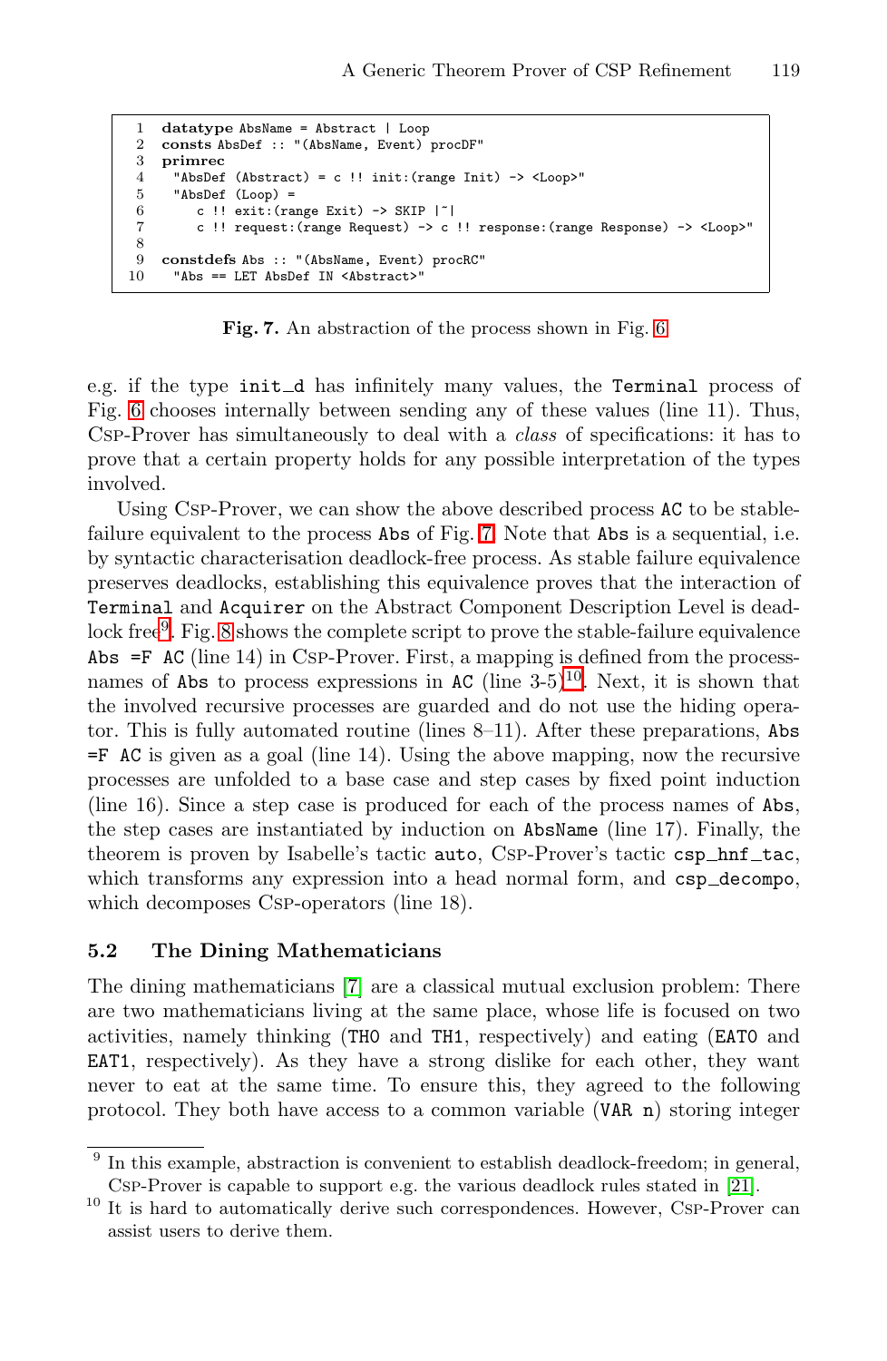```
 1  datatype AbsName = Abstract | Loop
 2  consts AbsDef :: "(AbsName, Event) procDF"
 3  primrec
 4    "AbsDef (Abstract) = c !! init:(range Init) -> <Loop>"
 5    "AbsDef (Loop) =
 6       c !! exit:(range Exit) -> SKIP |~|
 7       c !! request:(range Request) -> c !! response:(range Response) -> <Loop>"
 8
 9  constdefs Abs :: "(AbsName, Event) procRC"
10    "Abs == LET AbsDef IN <Abstract>"
```

**Fig. 7.** An abstraction of the process shown in Fig. 6

e.g. if the type `init_d` has infinitely many values, the `Terminal` process of Fig. 6 chooses internally between sending any of these values (line 11). Thus, Csp-Prover has simultaneously to deal with a *class* of specifications: it has to prove that a certain property holds for any possible interpretation of the types involved.

Using Csp-Prover, we can show the above described process `AC` to be stable-failure equivalent to the process `Abs` of Fig. 7. Note that `Abs` is a sequential, i.e. by syntactic characterisation deadlock-free process. As stable failure equivalence preserves deadlocks, establishing this equivalence proves that the interaction of `Terminal` and `Acquirer` on the Abstract Component Description Level is deadlock free[9]. Fig. 8 shows the complete script to prove the stable-failure equivalence `Abs =F AC` (line 14) in Csp-Prover. First, a mapping is defined from the process-names of `Abs` to process expressions in `AC` (line 3-5)[10]. Next, it is shown that the involved recursive processes are guarded and do not use the hiding operator. This is fully automated routine (lines 8–11). After these preparations, `Abs =F AC` is given as a goal (line 14). Using the above mapping, now the recursive processes are unfolded to a base case and step cases by fixed point induction (line 16). Since a step case is produced for each of the process names of `Abs`, the step cases are instantiated by induction on `AbsName` (line 17). Finally, the theorem is proven by Isabelle's tactic `auto`, Csp-Prover's tactic `csp_hnf_tac`, which transforms any expression into a head normal form, and `csp_decompo`, which decomposes Csp-operators (line 18).

### 5.2 The Dining Mathematicians

The dining mathematicians [7] are a classical mutual exclusion problem: There are two mathematicians living at the same place, whose life is focused on two activities, namely thinking (`TH0` and `TH1`, respectively) and eating (`EAT0` and `EAT1`, respectively). As they have a strong dislike for each other, they want never to eat at the same time. To ensure this, they agreed to the following protocol. They both have access to a common variable (`VAR n`) storing integer

---

[9] In this example, abstraction is convenient to establish deadlock-freedom; in general, Csp-Prover is capable to support e.g. the various deadlock rules stated in [21].

[10] It is hard to automatically derive such correspondences. However, Csp-Prover can assist users to derive them.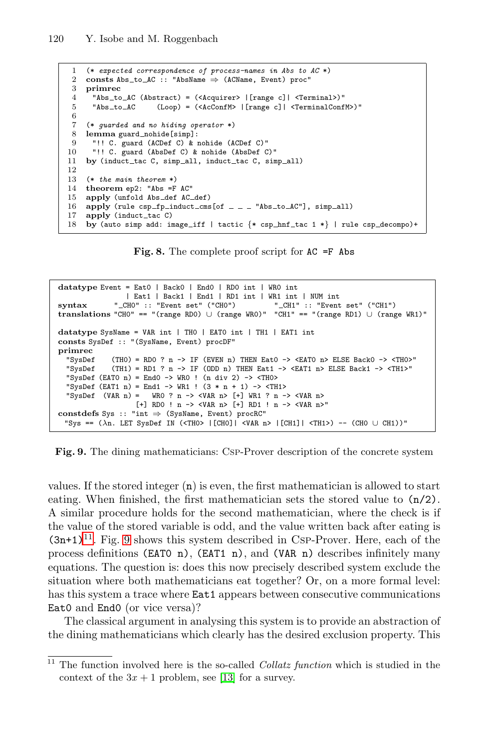```
 1  (* expected correspondence of process-names in Abs to AC *)
 2  consts Abs_to_AC :: "AbsName ⇒ (ACName, Event) proc"
 3  primrec
 4   "Abs_to_AC (Abstract) = (<Acquirer> |[range c]| <Terminal>)"
 5   "Abs_to_AC     (Loop) = (<AcConfM> |[range c]| <TerminalConfM>)"
 6
 7  (* guarded and no hiding operator *)
 8  lemma guard_nohide[simp]:
 9   "!! C. guard (ACDef C) & nohide (ACDef C)"
10   "!! C. guard (AbsDef C) & nohide (AbsDef C)"
11  by (induct_tac C, simp_all, induct_tac C, simp_all)
12
13  (* the main theorem *)
14  theorem ep2: "Abs =F AC"
15  apply (unfold Abs_def AC_def)
16  apply (rule csp_fp_induct_cms[of _ _ _ "Abs_to_AC"], simp_all)
17  apply (induct_tac C)
18  by (auto simp add: image_iff | tactic {* csp_hnf_tac 1 *} | rule csp_decompo)+
```

**Fig. 8.** The complete proof script for `AC =F Abs`

```
datatype Event = Eat0 | Back0 | End0 | RD0 int | WR0 int
               | Eat1 | Back1 | End1 | RD1 int | WR1 int | NUM int
syntax      "_CH0" :: "Event set" ("CH0")        "_CH1" :: "Event set" ("CH1")
translations "CH0" == "(range RD0) ∪ (range WR0)"  "CH1" == "(range RD1) ∪ (range WR1)"

datatype SysName = VAR int | TH0 | EAT0 int | TH1 | EAT1 int
consts SysDef :: "(SysName, Event) procDF"
primrec
  "SysDef    (TH0) = RD0 ? n -> IF (EVEN n) THEN Eat0 -> <EAT0 n> ELSE Back0 -> <TH0>"
  "SysDef    (TH1) = RD1 ? n -> IF (ODD n) THEN Eat1 -> <EAT1 n> ELSE Back1 -> <TH1>"
  "SysDef (EAT0 n) = End0 -> WR0 ! (n div 2) -> <TH0>"
  "SysDef (EAT1 n) = End1 -> WR1 ! (3 * n + 1) -> <TH1>"
  "SysDef  (VAR n) =   WR0 ? n -> <VAR n> [+] WR1 ? n -> <VAR n>
                   [+] RD0 ! n -> <VAR n> [+] RD1 ! n -> <VAR n>"
constdefs Sys :: "int ⇒ (SysName, Event) procRC"
 "Sys == (λn. LET SysDef IN (<TH0> |[CH0]| <VAR n> |[CH1]| <TH1>) -- (CH0 ∪ CH1))"
```

**Fig. 9.** The dining mathematicians: Csp-Prover description of the concrete system

values. If the stored integer (`n`) is even, the first mathematician is allowed to start eating. When finished, the first mathematician sets the stored value to (`n/2`). A similar procedure holds for the second mathematician, where the check is if the value of the stored variable is odd, and the value written back after eating is (`3n+1`)[11]. Fig. 9 shows this system described in Csp-Prover. Here, each of the process definitions (`EAT0 n`), (`EAT1 n`), and (`VAR n`) describes infinitely many equations. The question is: does this now precisely described system exclude the situation where both mathematicians eat together? Or, on a more formal level: has this system a trace where `Eat1` appears between consecutive communications `Eat0` and `End0` (or vice versa)?

The classical argument in analysing this system is to provide an abstraction of the dining mathematicians which clearly has the desired exclusion property. This

[11] The function involved here is the so-called *Collatz function* which is studied in the context of the $3x + 1$ problem, see [13] for a survey.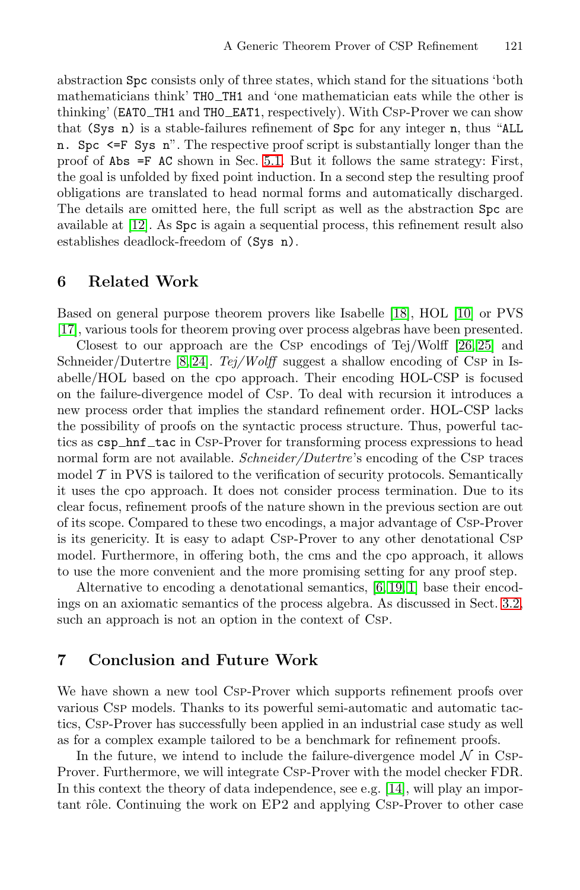abstraction Spc consists only of three states, which stand for the situations 'both mathematicians think' TH0_TH1 and 'one mathematician eats while the other is thinking' (EAT0_TH1 and TH0_EAT1, respectively). With CSP-Prover we can show that (Sys n) is a stable-failures refinement of Spc for any integer n, thus "ALL n. Spc <=F Sys n". The respective proof script is substantially longer than the proof of Abs =F AC shown in Sec. 5.1. But it follows the same strategy: First, the goal is unfolded by fixed point induction. In a second step the resulting proof obligations are translated to head normal forms and automatically discharged. The details are omitted here, the full script as well as the abstraction Spc are available at [12]. As Spc is again a sequential process, this refinement result also establishes deadlock-freedom of (Sys n).

## 6 Related Work

Based on general purpose theorem provers like Isabelle [18], HOL [10] or PVS [17], various tools for theorem proving over process algebras have been presented.

Closest to our approach are the CSP encodings of Tej/Wolff [26,25] and Schneider/Dutertre [8,24]. *Tej/Wolff* suggest a shallow encoding of CSP in Isabelle/HOL based on the cpo approach. Their encoding HOL-CSP is focused on the failure-divergence model of CSP. To deal with recursion it introduces a new process order that implies the standard refinement order. HOL-CSP lacks the possibility of proofs on the syntactic process structure. Thus, powerful tactics as csp_hnf_tac in CSP-Prover for transforming process expressions to head normal form are not available. *Schneider/Dutertre*'s encoding of the CSP traces model $\mathcal{T}$ in PVS is tailored to the verification of security protocols. Semantically it uses the cpo approach. It does not consider process termination. Due to its clear focus, refinement proofs of the nature shown in the previous section are out of its scope. Compared to these two encodings, a major advantage of CSP-Prover is its genericity. It is easy to adapt CSP-Prover to any other denotational CSP model. Furthermore, in offering both, the cms and the cpo approach, it allows to use the more convenient and the more promising setting for any proof step.

Alternative to encoding a denotational semantics, [6,19,1] base their encodings on an axiomatic semantics of the process algebra. As discussed in Sect. 3.2, such an approach is not an option in the context of CSP.

## 7 Conclusion and Future Work

We have shown a new tool CSP-Prover which supports refinement proofs over various CSP models. Thanks to its powerful semi-automatic and automatic tactics, CSP-Prover has successfully been applied in an industrial case study as well as for a complex example tailored to be a benchmark for refinement proofs.

In the future, we intend to include the failure-divergence model $\mathcal{N}$ in CSP-Prover. Furthermore, we will integrate CSP-Prover with the model checker FDR. In this context the theory of data independence, see e.g. [14], will play an important rôle. Continuing the work on EP2 and applying CSP-Prover to other case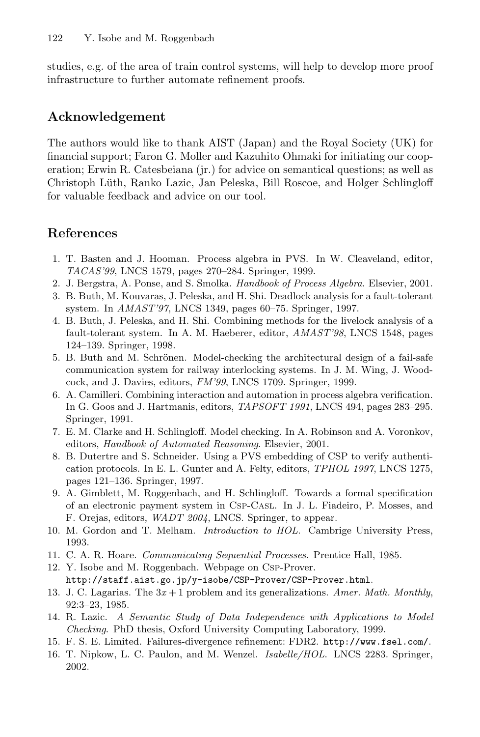studies, e.g. of the area of train control systems, will help to develop more proof infrastructure to further automate refinement proofs.

## Acknowledgement

The authors would like to thank AIST (Japan) and the Royal Society (UK) for financial support; Faron G. Moller and Kazuhito Ohmaki for initiating our cooperation; Erwin R. Catesbeiana (jr.) for advice on semantical questions; as well as Christoph Lüth, Ranko Lazic, Jan Peleska, Bill Roscoe, and Holger Schlingloff for valuable feedback and advice on our tool.

## References

1. T. Basten and J. Hooman. Process algebra in PVS. In W. Cleaveland, editor, *TACAS'99*, LNCS 1579, pages 270–284. Springer, 1999.
2. J. Bergstra, A. Ponse, and S. Smolka. *Handbook of Process Algebra*. Elsevier, 2001.
3. B. Buth, M. Kouvaras, J. Peleska, and H. Shi. Deadlock analysis for a fault-tolerant system. In *AMAST'97*, LNCS 1349, pages 60–75. Springer, 1997.
4. B. Buth, J. Peleska, and H. Shi. Combining methods for the livelock analysis of a fault-tolerant system. In A. M. Haeberer, editor, *AMAST'98*, LNCS 1548, pages 124–139. Springer, 1998.
5. B. Buth and M. Schrönen. Model-checking the architectural design of a fail-safe communication system for railway interlocking systems. In J. M. Wing, J. Woodcock, and J. Davies, editors, *FM'99*, LNCS 1709. Springer, 1999.
6. A. Camilleri. Combining interaction and automation in process algebra verification. In G. Goos and J. Hartmanis, editors, *TAPSOFT 1991*, LNCS 494, pages 283–295. Springer, 1991.
7. E. M. Clarke and H. Schlingloff. Model checking. In A. Robinson and A. Voronkov, editors, *Handbook of Automated Reasoning*. Elsevier, 2001.
8. B. Dutertre and S. Schneider. Using a PVS embedding of CSP to verify authentication protocols. In E. L. Gunter and A. Felty, editors, *TPHOL 1997*, LNCS 1275, pages 121–136. Springer, 1997.
9. A. Gimblett, M. Roggenbach, and H. Schlingloff. Towards a formal specification of an electronic payment system in Csp-Casl. In J. L. Fiadeiro, P. Mosses, and F. Orejas, editors, *WADT 2004*, LNCS. Springer, to appear.
10. M. Gordon and T. Melham. *Introduction to HOL*. Cambrige University Press, 1993.
11. C. A. R. Hoare. *Communicating Sequential Processes*. Prentice Hall, 1985.
12. Y. Isobe and M. Roggenbach. Webpage on Csp-Prover. `http://staff.aist.go.jp/y-isobe/CSP-Prover/CSP-Prover.html`.
13. J. C. Lagarias. The $3x + 1$ problem and its generalizations. *Amer. Math. Monthly*, 92:3–23, 1985.
14. R. Lazic. *A Semantic Study of Data Independence with Applications to Model Checking*. PhD thesis, Oxford University Computing Laboratory, 1999.
15. F. S. E. Limited. Failures-divergence refinement: FDR2. `http://www.fsel.com/`.
16. T. Nipkow, L. C. Paulon, and M. Wenzel. *Isabelle/HOL*. LNCS 2283. Springer, 2002.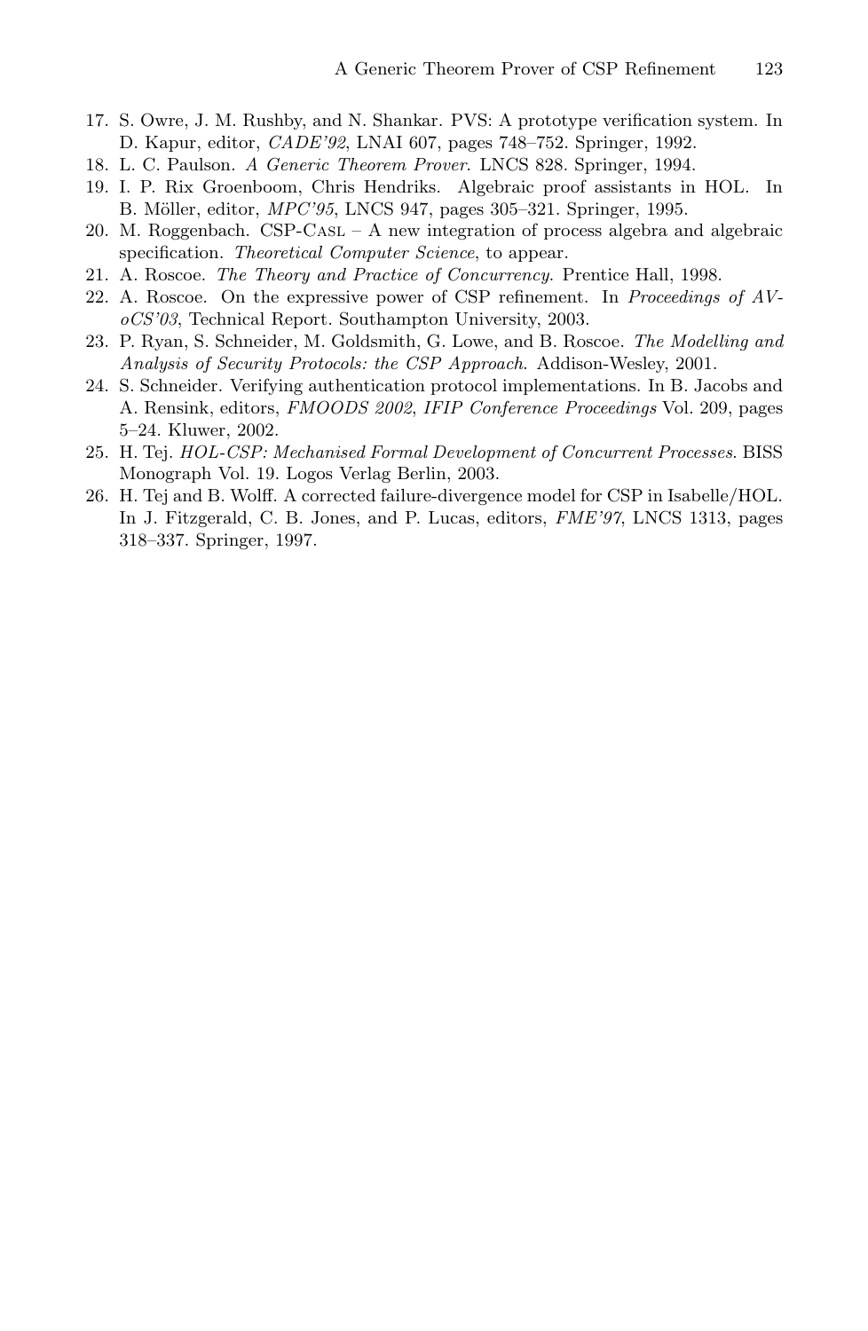17. S. Owre, J. M. Rushby, and N. Shankar. PVS: A prototype verification system. In D. Kapur, editor, *CADE'92*, LNAI 607, pages 748–752. Springer, 1992.
18. L. C. Paulson. *A Generic Theorem Prover*. LNCS 828. Springer, 1994.
19. I. P. Rix Groenboom, Chris Hendriks. Algebraic proof assistants in HOL. In B. Möller, editor, *MPC'95*, LNCS 947, pages 305–321. Springer, 1995.
20. M. Roggenbach. CSP-Casl – A new integration of process algebra and algebraic specification. *Theoretical Computer Science*, to appear.
21. A. Roscoe. *The Theory and Practice of Concurrency*. Prentice Hall, 1998.
22. A. Roscoe. On the expressive power of CSP refinement. In *Proceedings of AVoCS'03*, Technical Report. Southampton University, 2003.
23. P. Ryan, S. Schneider, M. Goldsmith, G. Lowe, and B. Roscoe. *The Modelling and Analysis of Security Protocols: the CSP Approach*. Addison-Wesley, 2001.
24. S. Schneider. Verifying authentication protocol implementations. In B. Jacobs and A. Rensink, editors, *FMOODS 2002*, *IFIP Conference Proceedings* Vol. 209, pages 5–24. Kluwer, 2002.
25. H. Tej. *HOL-CSP: Mechanised Formal Development of Concurrent Processes*. BISS Monograph Vol. 19. Logos Verlag Berlin, 2003.
26. H. Tej and B. Wolff. A corrected failure-divergence model for CSP in Isabelle/HOL. In J. Fitzgerald, C. B. Jones, and P. Lucas, editors, *FME'97*, LNCS 1313, pages 318–337. Springer, 1997.